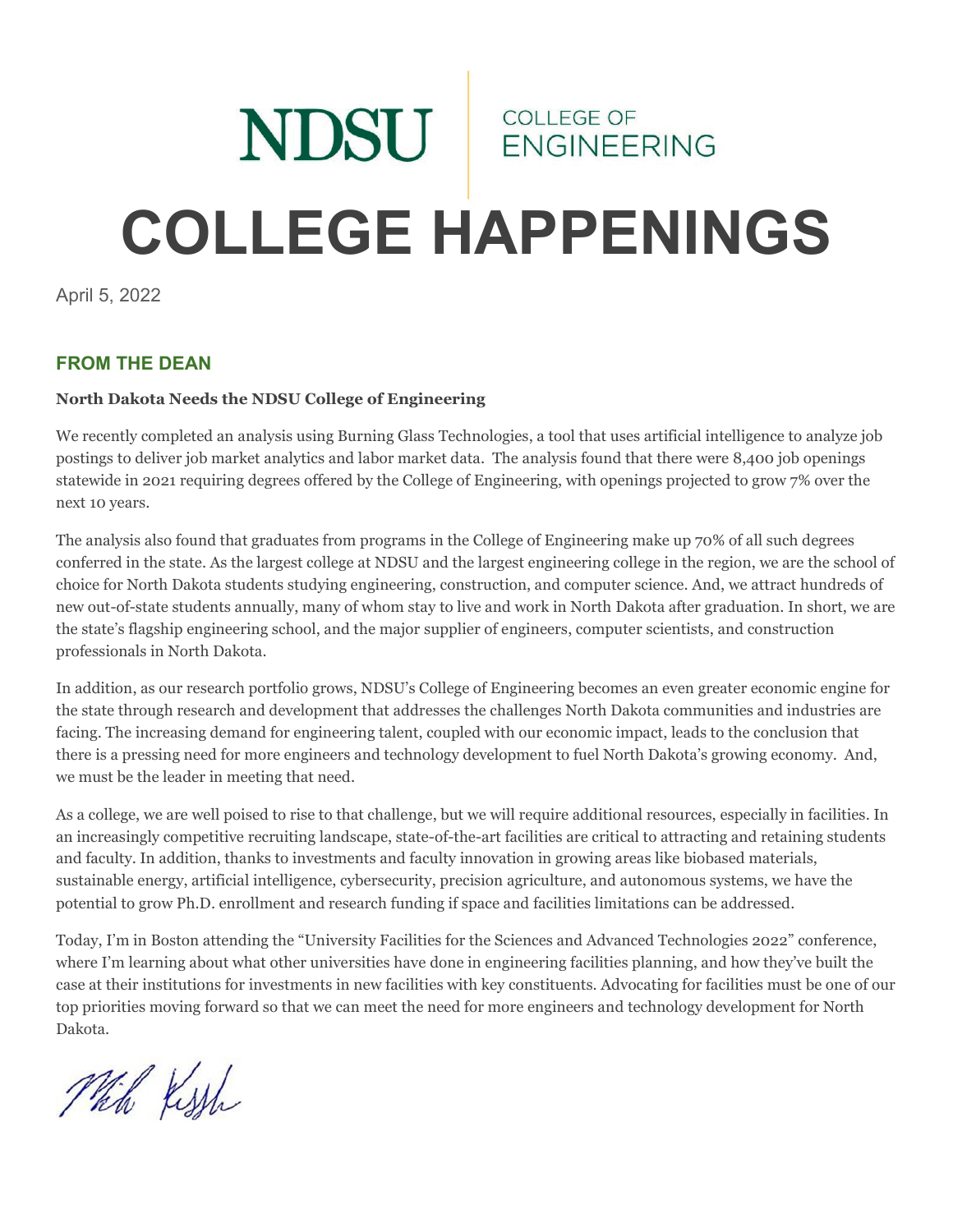NDSU | COLLEGE OF ENGINEERING

# COLLEGE HAPPENINGS

April 5, 2022

## FROM THE DEAN

**North Dakota Needs the NDSU College of Engineering**

We recently completed an analysis using Burning Glass Technologies, a tool that uses artificial intelligence to analyze job postings to deliver job market analytics and labor market data. The analysis found that there were 8,400 job openings statewide in 2021 requiring degrees offered by the College of Engineering, with openings projected to grow 7% over the next 10 years.

The analysis also found that graduates from programs in the College of Engineering make up 70% of all such degrees conferred in the state. As the largest college at NDSU and the largest engineering college in the region, we are the school of choice for North Dakota students studying engineering, construction, and computer science. And, we attract hundreds of new out-of-state students annually, many of whom stay to live and work in North Dakota after graduation. In short, we are the state's flagship engineering school, and the major supplier of engineers, computer scientists, and construction professionals in North Dakota.

In addition, as our research portfolio grows, NDSU's College of Engineering becomes an even greater economic engine for the state through research and development that addresses the challenges North Dakota communities and industries are facing. The increasing demand for engineering talent, coupled with our economic impact, leads to the conclusion that there is a pressing need for more engineers and technology development to fuel North Dakota's growing economy. And, we must be the leader in meeting that need.

As a college, we are well poised to rise to that challenge, but we will require additional resources, especially in facilities. In an increasingly competitive recruiting landscape, state-of-the-art facilities are critical to attracting and retaining students and faculty. In addition, thanks to investments and faculty innovation in growing areas like biobased materials, sustainable energy, artificial intelligence, cybersecurity, precision agriculture, and autonomous systems, we have the potential to grow Ph.D. enrollment and research funding if space and facilities limitations can be addressed.

Today, I'm in Boston attending the "University Facilities for the Sciences and Advanced Technologies 2022" conference, where I'm learning about what other universities have done in engineering facilities planning, and how they've built the case at their institutions for investments in new facilities with key constituents. Advocating for facilities must be one of our top priorities moving forward so that we can meet the need for more engineers and technology development for North Dakota.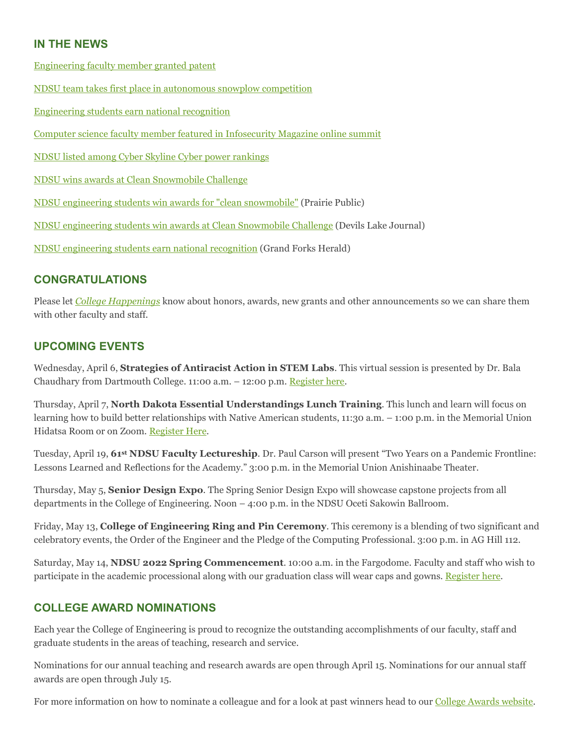## IN THE NEWS

Engineering faculty member granted patent

NDSU team takes first place in autonomous snowplow competition

Engineering students earn national recognition

Computer science faculty member featured in Infosecurity Magazine online summit

NDSU listed among Cyber Skyline Cyber power rankings

NDSU wins awards at Clean Snowmobile Challenge

NDSU engineering students win awards for "clean snowmobile" (Prairie Public)

NDSU engineering students win awards at Clean Snowmobile Challenge (Devils Lake Journal)

NDSU engineering students earn national recognition (Grand Forks Herald)

## CONGRATULATIONS

Please let *College Happenings* know about honors, awards, new grants and other announcements so we can share them with other faculty and staff.

## UPCOMING EVENTS

Wednesday, April 6, **Strategies of Antiracist Action in STEM Labs**. This virtual session is presented by Dr. Bala Chaudhary from Dartmouth College. 11:00 a.m. – 12:00 p.m. Register here.

Thursday, April 7, **North Dakota Essential Understandings Lunch Training**. This lunch and learn will focus on learning how to build better relationships with Native American students, 11:30 a.m. – 1:00 p.m. in the Memorial Union Hidatsa Room or on Zoom. Register Here.

Tuesday, April 19, **61st NDSU Faculty Lectureship**. Dr. Paul Carson will present "Two Years on a Pandemic Frontline: Lessons Learned and Reflections for the Academy." 3:00 p.m. in the Memorial Union Anishinaabe Theater.

Thursday, May 5, **Senior Design Expo**. The Spring Senior Design Expo will showcase capstone projects from all departments in the College of Engineering. Noon – 4:00 p.m. in the NDSU Oceti Sakowin Ballroom.

Friday, May 13, **College of Engineering Ring and Pin Ceremony**. This ceremony is a blending of two significant and celebratory events, the Order of the Engineer and the Pledge of the Computing Professional. 3:00 p.m. in AG Hill 112.

Saturday, May 14, **NDSU 2022 Spring Commencement**. 10:00 a.m. in the Fargodome. Faculty and staff who wish to participate in the academic processional along with our graduation class will wear caps and gowns. Register here.

## COLLEGE AWARD NOMINATIONS

Each year the College of Engineering is proud to recognize the outstanding accomplishments of our faculty, staff and graduate students in the areas of teaching, research and service.

Nominations for our annual teaching and research awards are open through April 15. Nominations for our annual staff awards are open through July 15.

For more information on how to nominate a colleague and for a look at past winners head to our College Awards website.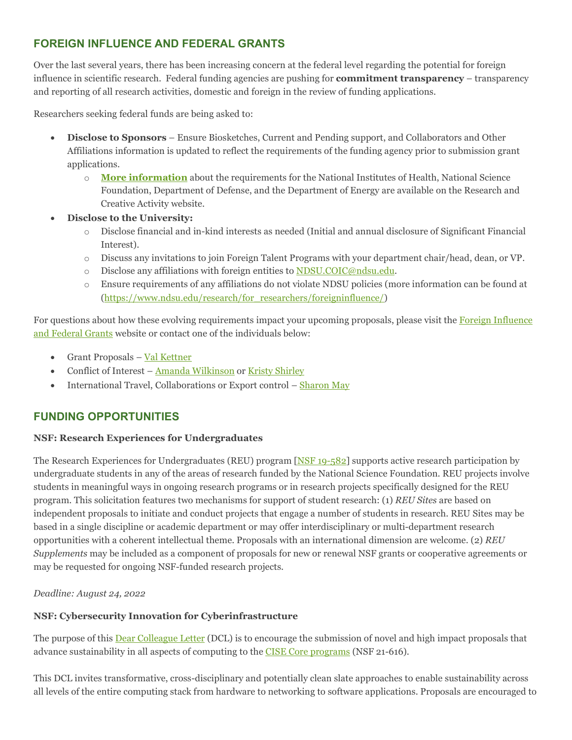## FOREIGN INFLUENCE AND FEDERAL GRANTS

Over the last several years, there has been increasing concern at the federal level regarding the potential for foreign influence in scientific research. Federal funding agencies are pushing for **commitment transparency** – transparency and reporting of all research activities, domestic and foreign in the review of funding applications.

Researchers seeking federal funds are being asked to:

- **Disclose to Sponsors** – Ensure Biosketches, Current and Pending support, and Collaborators and Other Affiliations information is updated to reflect the requirements of the funding agency prior to submission grant applications.
  - **More information** about the requirements for the National Institutes of Health, National Science Foundation, Department of Defense, and the Department of Energy are available on the Research and Creative Activity website.
- **Disclose to the University:**
  - Disclose financial and in-kind interests as needed (Initial and annual disclosure of Significant Financial Interest).
  - Discuss any invitations to join Foreign Talent Programs with your department chair/head, dean, or VP.
  - Disclose any affiliations with foreign entities to NDSU.COIC@ndsu.edu.
  - Ensure requirements of any affiliations do not violate NDSU policies (more information can be found at (https://www.ndsu.edu/research/for_researchers/foreigninfluence/)

For questions about how these evolving requirements impact your upcoming proposals, please visit the Foreign Influence and Federal Grants website or contact one of the individuals below:

- Grant Proposals – Val Kettner
- Conflict of Interest – Amanda Wilkinson or Kristy Shirley
- International Travel, Collaborations or Export control – Sharon May

## FUNDING OPPORTUNITIES

**NSF: Research Experiences for Undergraduates**

The Research Experiences for Undergraduates (REU) program [NSF 19-582] supports active research participation by undergraduate students in any of the areas of research funded by the National Science Foundation. REU projects involve students in meaningful ways in ongoing research programs or in research projects specifically designed for the REU program. This solicitation features two mechanisms for support of student research: (1) *REU Sites* are based on independent proposals to initiate and conduct projects that engage a number of students in research. REU Sites may be based in a single discipline or academic department or may offer interdisciplinary or multi-department research opportunities with a coherent intellectual theme. Proposals with an international dimension are welcome. (2) *REU Supplements* may be included as a component of proposals for new or renewal NSF grants or cooperative agreements or may be requested for ongoing NSF-funded research projects.

*Deadline: August 24, 2022*

**NSF: Cybersecurity Innovation for Cyberinfrastructure**

The purpose of this Dear Colleague Letter (DCL) is to encourage the submission of novel and high impact proposals that advance sustainability in all aspects of computing to the CISE Core programs (NSF 21-616).

This DCL invites transformative, cross-disciplinary and potentially clean slate approaches to enable sustainability across all levels of the entire computing stack from hardware to networking to software applications. Proposals are encouraged to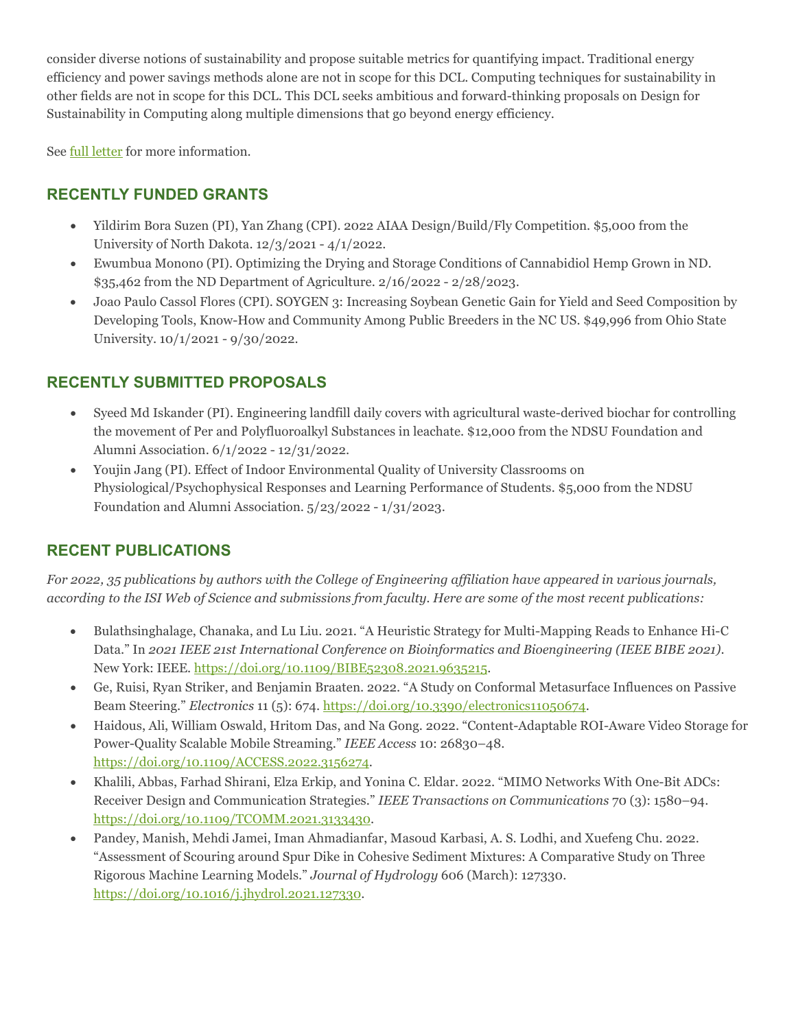consider diverse notions of sustainability and propose suitable metrics for quantifying impact. Traditional energy efficiency and power savings methods alone are not in scope for this DCL. Computing techniques for sustainability in other fields are not in scope for this DCL. This DCL seeks ambitious and forward-thinking proposals on Design for Sustainability in Computing along multiple dimensions that go beyond energy efficiency.

See full letter for more information.

## RECENTLY FUNDED GRANTS

- Yildirim Bora Suzen (PI), Yan Zhang (CPI). 2022 AIAA Design/Build/Fly Competition. $5,000 from the University of North Dakota. 12/3/2021 - 4/1/2022.
- Ewumbua Monono (PI). Optimizing the Drying and Storage Conditions of Cannabidiol Hemp Grown in ND. $35,462 from the ND Department of Agriculture. 2/16/2022 - 2/28/2023.
- Joao Paulo Cassol Flores (CPI). SOYGEN 3: Increasing Soybean Genetic Gain for Yield and Seed Composition by Developing Tools, Know-How and Community Among Public Breeders in the NC US. $49,996 from Ohio State University. 10/1/2021 - 9/30/2022.

## RECENTLY SUBMITTED PROPOSALS

- Syeed Md Iskander (PI). Engineering landfill daily covers with agricultural waste-derived biochar for controlling the movement of Per and Polyfluoroalkyl Substances in leachate. $12,000 from the NDSU Foundation and Alumni Association. 6/1/2022 - 12/31/2022.
- Youjin Jang (PI). Effect of Indoor Environmental Quality of University Classrooms on Physiological/Psychophysical Responses and Learning Performance of Students. $5,000 from the NDSU Foundation and Alumni Association. 5/23/2022 - 1/31/2023.

## RECENT PUBLICATIONS

*For 2022, 35 publications by authors with the College of Engineering affiliation have appeared in various journals, according to the ISI Web of Science and submissions from faculty. Here are some of the most recent publications:*

- Bulathsinghalage, Chanaka, and Lu Liu. 2021. "A Heuristic Strategy for Multi-Mapping Reads to Enhance Hi-C Data." In *2021 IEEE 21st International Conference on Bioinformatics and Bioengineering (IEEE BIBE 2021)*. New York: IEEE. https://doi.org/10.1109/BIBE52308.2021.9635215.
- Ge, Ruisi, Ryan Striker, and Benjamin Braaten. 2022. "A Study on Conformal Metasurface Influences on Passive Beam Steering." *Electronics* 11 (5): 674. https://doi.org/10.3390/electronics11050674.
- Haidous, Ali, William Oswald, Hritom Das, and Na Gong. 2022. "Content-Adaptable ROI-Aware Video Storage for Power-Quality Scalable Mobile Streaming." *IEEE Access* 10: 26830–48. https://doi.org/10.1109/ACCESS.2022.3156274.
- Khalili, Abbas, Farhad Shirani, Elza Erkip, and Yonina C. Eldar. 2022. "MIMO Networks With One-Bit ADCs: Receiver Design and Communication Strategies." *IEEE Transactions on Communications* 70 (3): 1580–94. https://doi.org/10.1109/TCOMM.2021.3133430.
- Pandey, Manish, Mehdi Jamei, Iman Ahmadianfar, Masoud Karbasi, A. S. Lodhi, and Xuefeng Chu. 2022. "Assessment of Scouring around Spur Dike in Cohesive Sediment Mixtures: A Comparative Study on Three Rigorous Machine Learning Models." *Journal of Hydrology* 606 (March): 127330. https://doi.org/10.1016/j.jhydrol.2021.127330.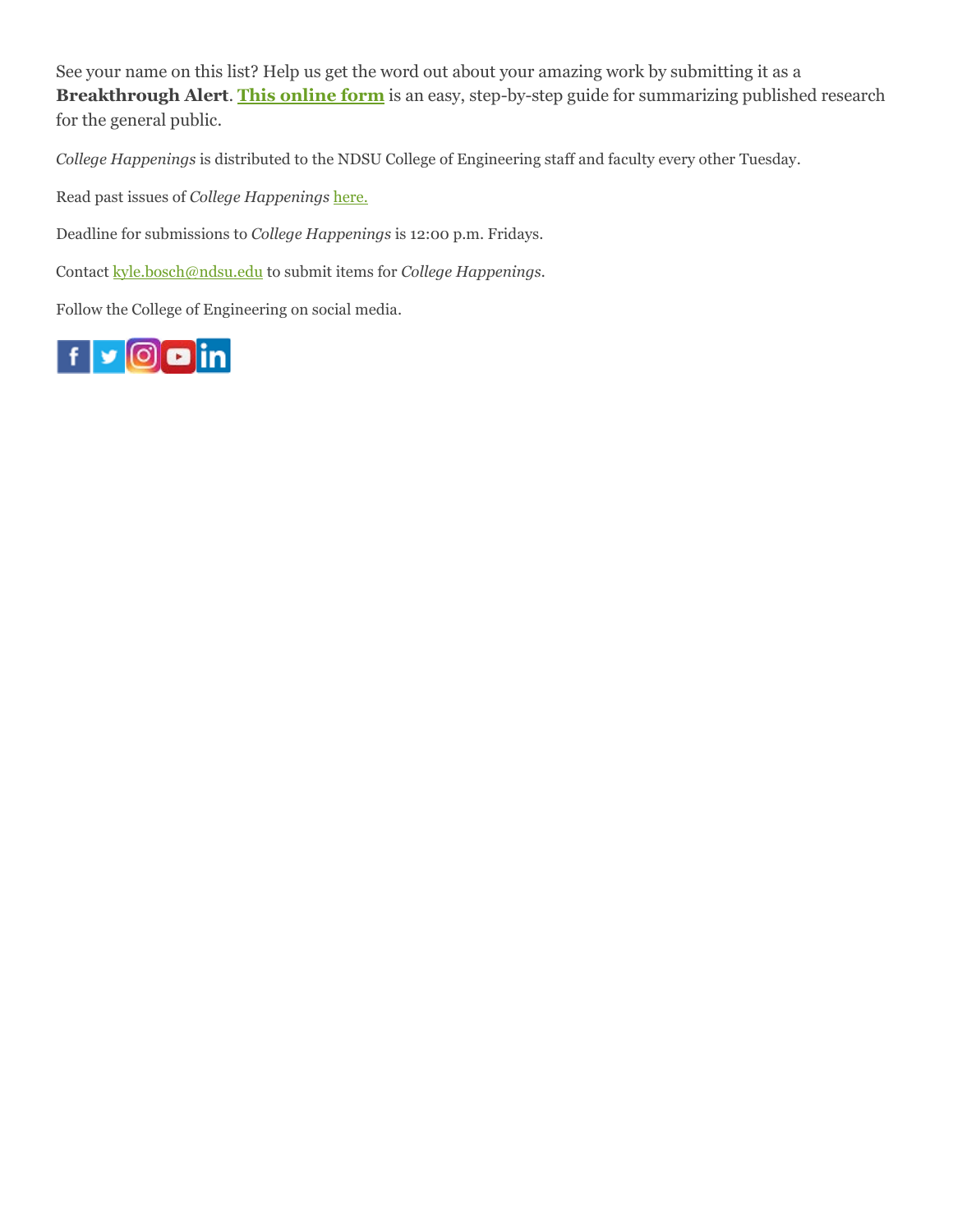See your name on this list? Help us get the word out about your amazing work by submitting it as a **Breakthrough Alert**. **This online form** is an easy, step-by-step guide for summarizing published research for the general public.

*College Happenings* is distributed to the NDSU College of Engineering staff and faculty every other Tuesday.

Read past issues of *College Happenings* here.

Deadline for submissions to *College Happenings* is 12:00 p.m. Fridays.

Contact kyle.bosch@ndsu.edu to submit items for *College Happenings*.

Follow the College of Engineering on social media.